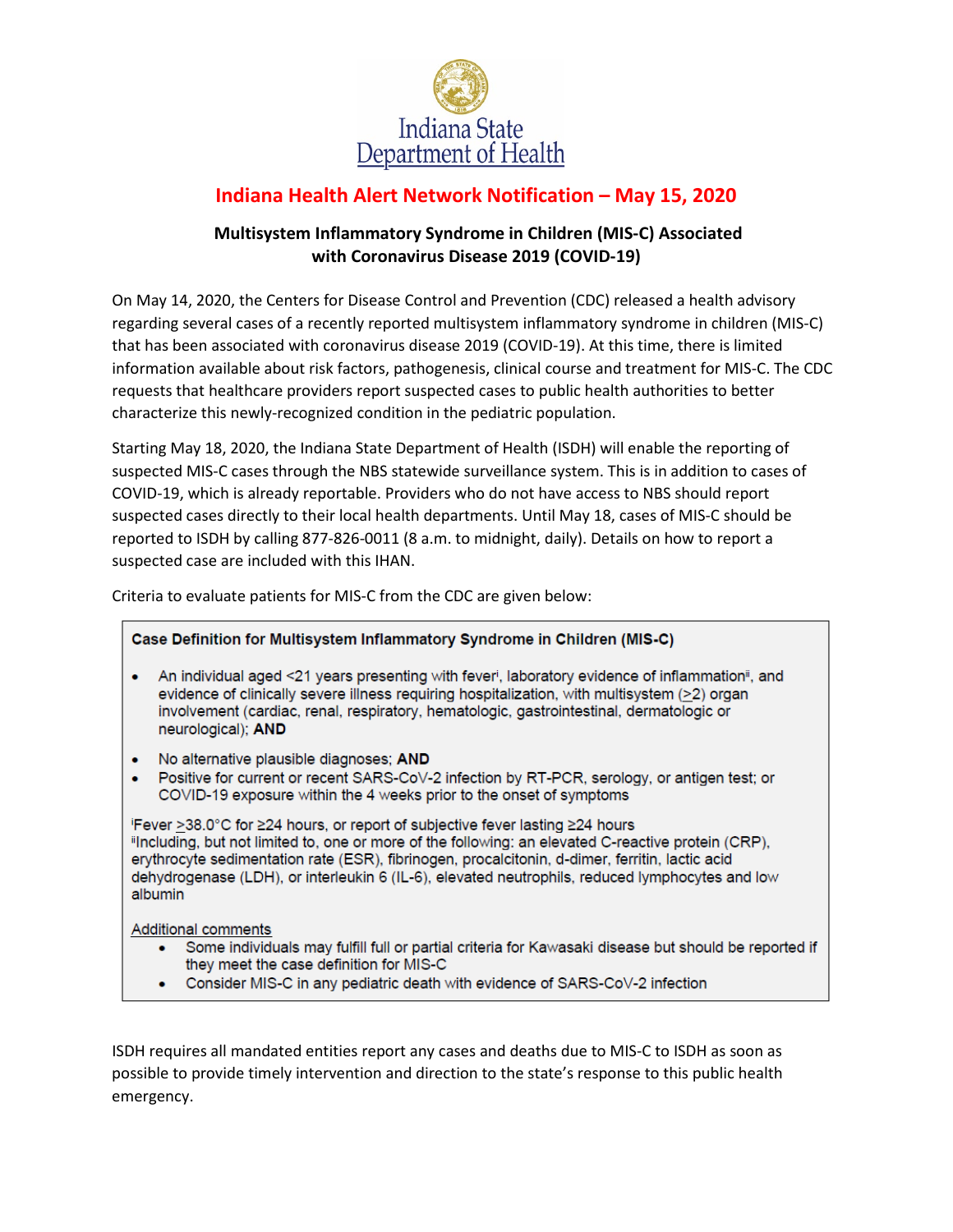Indiana State Department of Health

# Indiana Health Alert Network Notification – May 15, 2020

## Multisystem Inflammatory Syndrome in Children (MIS-C) Associated with Coronavirus Disease 2019 (COVID-19)

On May 14, 2020, the Centers for Disease Control and Prevention (CDC) released a health advisory regarding several cases of a recently reported multisystem inflammatory syndrome in children (MIS-C) that has been associated with coronavirus disease 2019 (COVID-19). At this time, there is limited information available about risk factors, pathogenesis, clinical course and treatment for MIS-C. The CDC requests that healthcare providers report suspected cases to public health authorities to better characterize this newly-recognized condition in the pediatric population.

Starting May 18, 2020, the Indiana State Department of Health (ISDH) will enable the reporting of suspected MIS-C cases through the NBS statewide surveillance system. This is in addition to cases of COVID-19, which is already reportable. Providers who do not have access to NBS should report suspected cases directly to their local health departments. Until May 18, cases of MIS-C should be reported to ISDH by calling 877-826-0011 (8 a.m. to midnight, daily). Details on how to report a suspected case are included with this IHAN.

Criteria to evaluate patients for MIS-C from the CDC are given below:

**Case Definition for Multisystem Inflammatory Syndrome in Children (MIS-C)**

- An individual aged <21 years presenting with fever[i], laboratory evidence of inflammation[ii], and evidence of clinically severe illness requiring hospitalization, with multisystem (≥2) organ involvement (cardiac, renal, respiratory, hematologic, gastrointestinal, dermatologic or neurological); **AND**
- No alternative plausible diagnoses; **AND**
- Positive for current or recent SARS-CoV-2 infection by RT-PCR, serology, or antigen test; or COVID-19 exposure within the 4 weeks prior to the onset of symptoms

[i]Fever ≥38.0°C for ≥24 hours, or report of subjective fever lasting ≥24 hours
[ii]Including, but not limited to, one or more of the following: an elevated C-reactive protein (CRP), erythrocyte sedimentation rate (ESR), fibrinogen, procalcitonin, d-dimer, ferritin, lactic acid dehydrogenase (LDH), or interleukin 6 (IL-6), elevated neutrophils, reduced lymphocytes and low albumin

Additional comments

- Some individuals may fulfill full or partial criteria for Kawasaki disease but should be reported if they meet the case definition for MIS-C
- Consider MIS-C in any pediatric death with evidence of SARS-CoV-2 infection

ISDH requires all mandated entities report any cases and deaths due to MIS-C to ISDH as soon as possible to provide timely intervention and direction to the state's response to this public health emergency.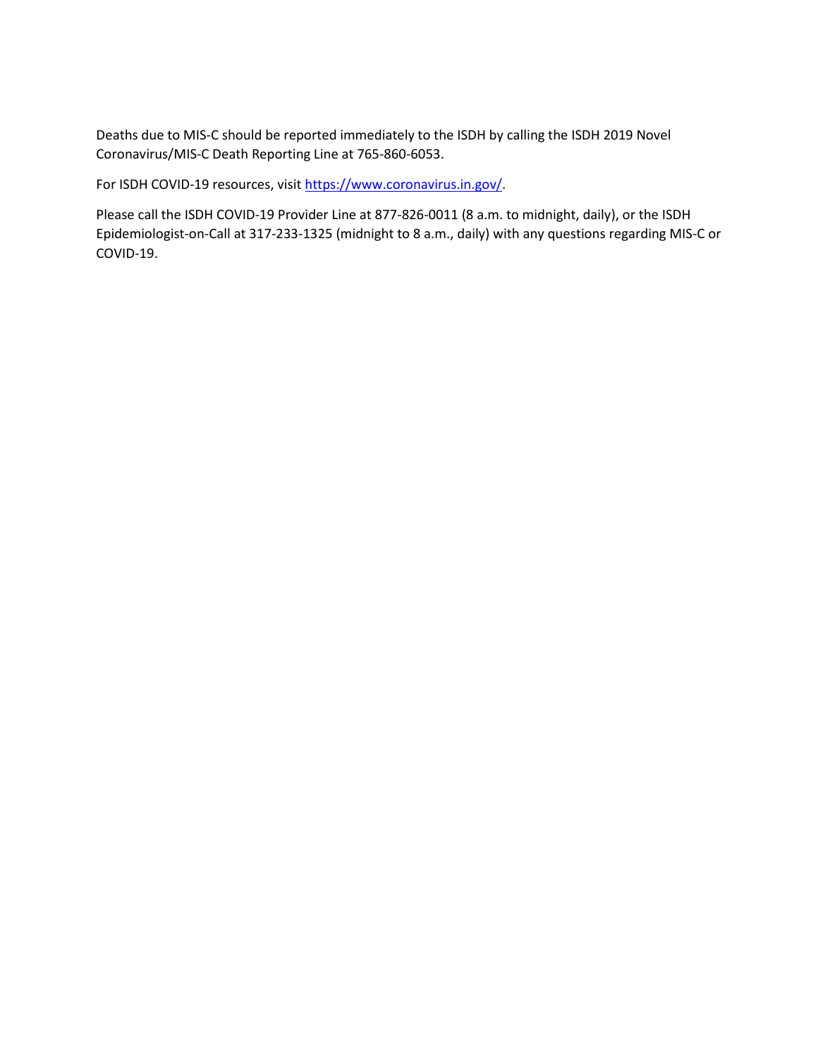Deaths due to MIS-C should be reported immediately to the ISDH by calling the ISDH 2019 Novel Coronavirus/MIS-C Death Reporting Line at 765-860-6053.

For ISDH COVID-19 resources, visit [https://www.coronavirus.in.gov/](https://www.coronavirus.in.gov/).

Please call the ISDH COVID-19 Provider Line at 877-826-0011 (8 a.m. to midnight, daily), or the ISDH Epidemiologist-on-Call at 317-233-1325 (midnight to 8 a.m., daily) with any questions regarding MIS-C or COVID-19.